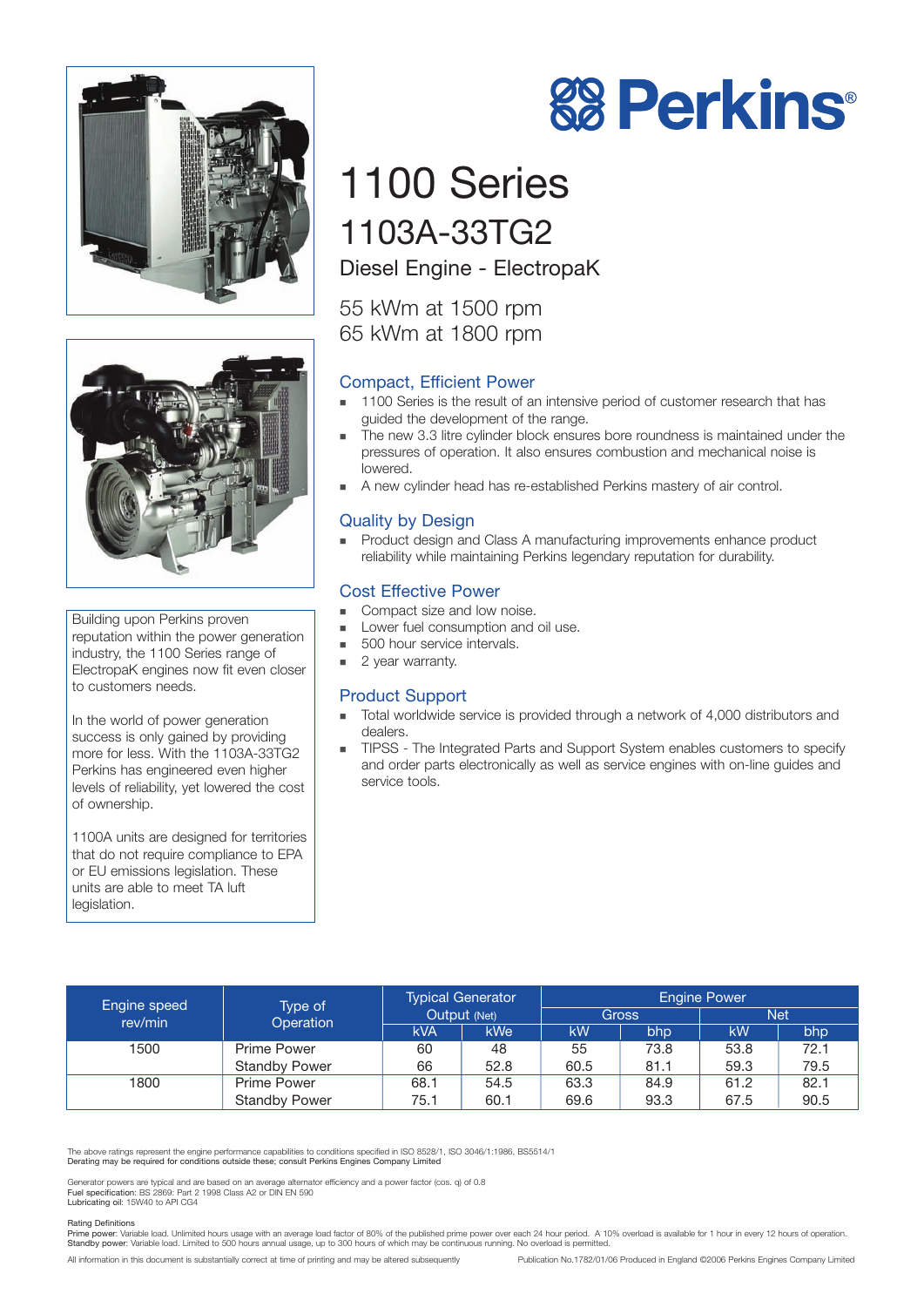# Perkins

# 1100 Series

## 1103A-33TG2

### Diesel Engine - ElectropaK

55 kWm at 1500 rpm
65 kWm at 1800 rpm

Building upon Perkins proven reputation within the power generation industry, the 1100 Series range of ElectropaK engines now fit even closer to customers needs.

In the world of power generation success is only gained by providing more for less. With the 1103A-33TG2 Perkins has engineered even higher levels of reliability, yet lowered the cost of ownership.

1100A units are designed for territories that do not require compliance to EPA or EU emissions legislation. These units are able to meet TA luft legislation.

### Compact, Efficient Power

- 1100 Series is the result of an intensive period of customer research that has guided the development of the range.
- The new 3.3 litre cylinder block ensures bore roundness is maintained under the pressures of operation. It also ensures combustion and mechanical noise is lowered.
- A new cylinder head has re-established Perkins mastery of air control.

### Quality by Design

- Product design and Class A manufacturing improvements enhance product reliability while maintaining Perkins legendary reputation for durability.

### Cost Effective Power

- Compact size and low noise.
- Lower fuel consumption and oil use.
- 500 hour service intervals.
- 2 year warranty.

### Product Support

- Total worldwide service is provided through a network of 4,000 distributors and dealers.
- TIPSS - The Integrated Parts and Support System enables customers to specify and order parts electronically as well as service engines with on-line guides and service tools.

| Engine speed rev/min | Type of Operation | Typical Generator Output (Net) | | Engine Power | | | |
|---|---|---|---|---|---|---|---|
| | | | | Gross | | Net | |
| | | kVA | kWe | kW | bhp | kW | bhp |
| 1500 | Prime Power | 60 | 48 | 55 | 73.8 | 53.8 | 72.1 |
| | Standby Power | 66 | 52.8 | 60.5 | 81.1 | 59.3 | 79.5 |
| 1800 | Prime Power | 68.1 | 54.5 | 63.3 | 84.9 | 61.2 | 82.1 |
| | Standby Power | 75.1 | 60.1 | 69.6 | 93.3 | 67.5 | 90.5 |

The above ratings represent the engine performance capabilities to conditions specified in ISO 8528/1, ISO 3046/1:1986, BS5514/1
Derating may be required for conditions outside these; consult Perkins Engines Company Limited

Generator powers are typical and are based on an average alternator efficiency and a power factor (cos. q) of 0.8
**Fuel specification:** BS 2869: Part 2 1998 Class A2 or DIN EN 590
**Lubricating oil:** 15W40 to API CG4

**Rating Definitions**
**Prime power**: Variable load. Unlimited hours usage with an average load factor of 80% of the published prime power over each 24 hour period. A 10% overload is available for 1 hour in every 12 hours of operation.
**Standby power**: Variable load. Limited to 500 hours annual usage, up to 300 hours of which may be continuous running. No overload is permitted.

All information in this document is substantially correct at time of printing and may be altered subsequently

Publication No.1782/01/06 Produced in England ©2006 Perkins Engines Company Limited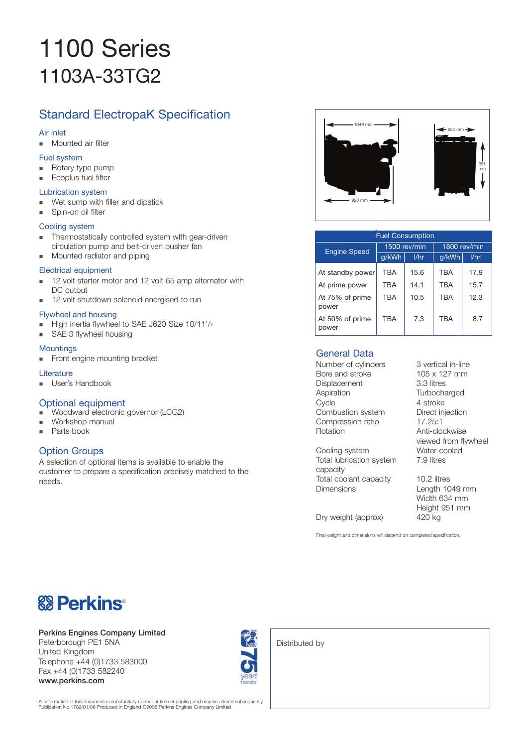# 1100 Series

# 1103A-33TG2

## Standard ElectropaK Specification

### Air inlet

- Mounted air filter

### Fuel system

- Rotary type pump
- Ecoplus fuel filter

### Lubrication system

- Wet sump with filler and dipstick
- Spin-on oil filter

### Cooling system

- Thermostatically controlled system with gear-driven circulation pump and belt-driven pusher fan
- Mounted radiator and piping

### Electrical equipment

- 12 volt starter motor and 12 volt 65 amp alternator with DC output
- 12 volt shutdown solenoid energised to run

### Flywheel and housing

- High inertia flywheel to SAE J620 Size 10/11½
- SAE 3 flywheel housing

### Mountings

- Front engine mounting bracket

### Literature

- User's Handbook

## Optional equipment

- Woodward electronic governor (LCG2)
- Workshop manual
- Parts book

## Option Groups

A selection of optional items is available to enable the customer to prepare a specification precisely matched to the needs.

1049 mm
928 mm
634 mm
951 mm

| Fuel Consumption | | | | |
|---|---|---|---|---|
| Engine Speed | 1500 rev/min | | 1800 rev/min | |
| | g/kWh | l/hr | g/kWh | l/hr |
| At standby power | TBA | 15.6 | TBA | 17.9 |
| At prime power | TBA | 14.1 | TBA | 15.7 |
| At 75% of prime power | TBA | 10.5 | TBA | 12.3 |
| At 50% of prime power | TBA | 7.3 | TBA | 8.7 |

## General Data

| | |
|---|---|
| Number of cylinders | 3 vertical in-line |
| Bore and stroke | 105 x 127 mm |
| Displacement | 3.3 litres |
| Aspiration | Turbocharged |
| Cycle | 4 stroke |
| Combustion system | Direct injection |
| Compression ratio | 17.25:1 |
| Rotation | Anti-clockwise viewed from flywheel |
| Cooling system | Water-cooled |
| Total lubrication system capacity | 7.9 litres |
| Total coolant capacity | 10.2 litres |
| Dimensions | Length 1049 mm<br>Width 634 mm<br>Height 951 mm |
| Dry weight (approx) | 420 kg |

Final weight and dimensions will depend on completed specification.

**Perkins**

**Perkins Engines Company Limited**
Peterborough PE1 5NA
United Kingdom
Telephone +44 (0)1733 583000
Fax +44 (0)1733 582240
**www.perkins.com**

75 years 1932-2007

Distributed by

All information in this document is substantially correct at time of printing and may be altered subsequently
Publication No.1782/01/06 Produced in England ©2005 Perkins Engines Company Limited